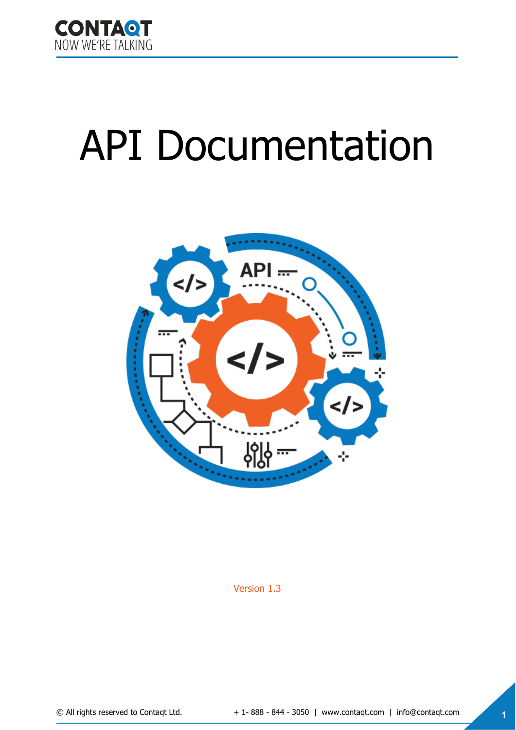# API Documentation

Version 1.3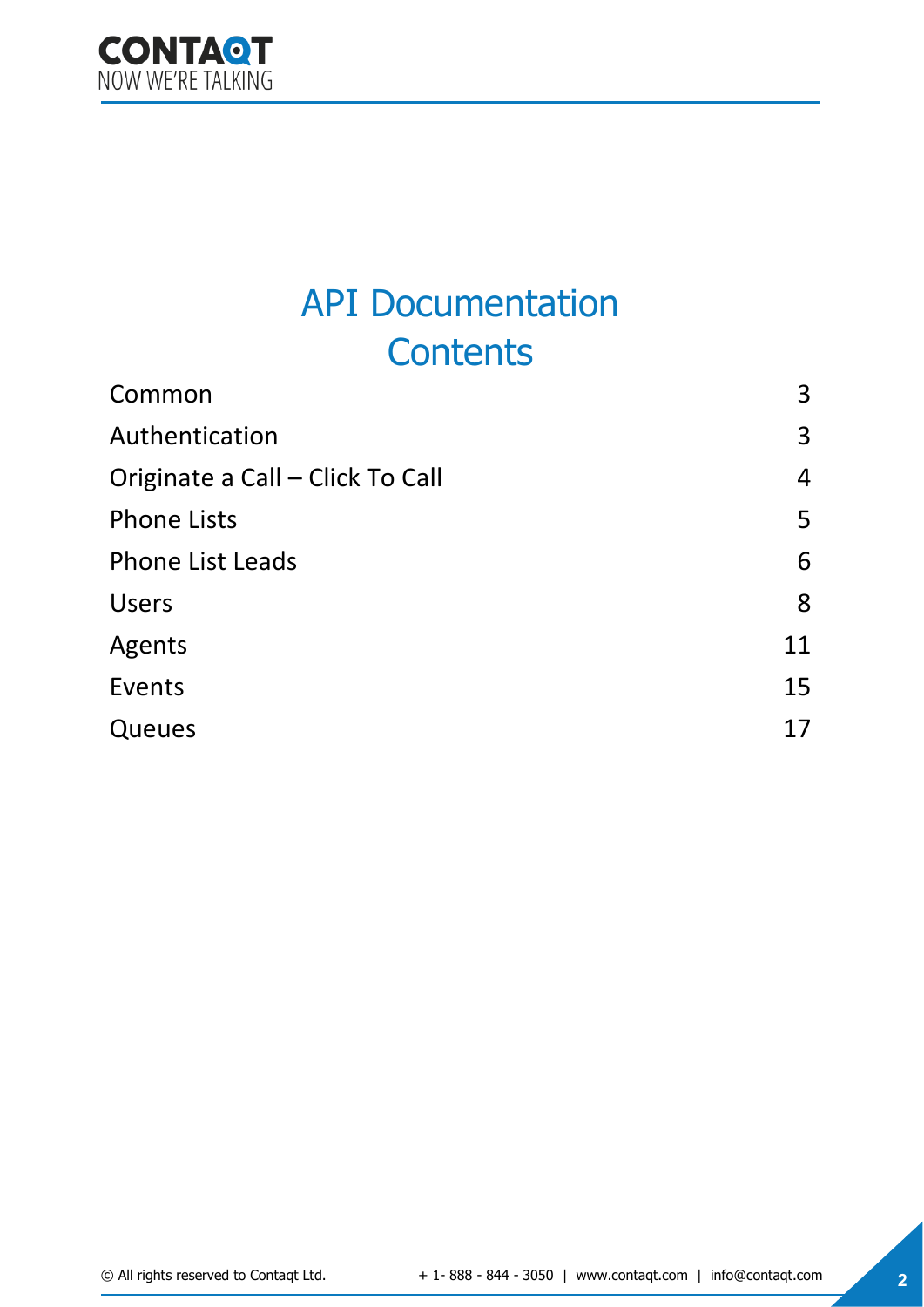# API Documentation

## Contents

| | |
|---|---|
| Common | 3 |
| Authentication | 3 |
| Originate a Call – Click To Call | 4 |
| Phone Lists | 5 |
| Phone List Leads | 6 |
| Users | 8 |
| Agents | 11 |
| Events | 15 |
| Queues | 17 |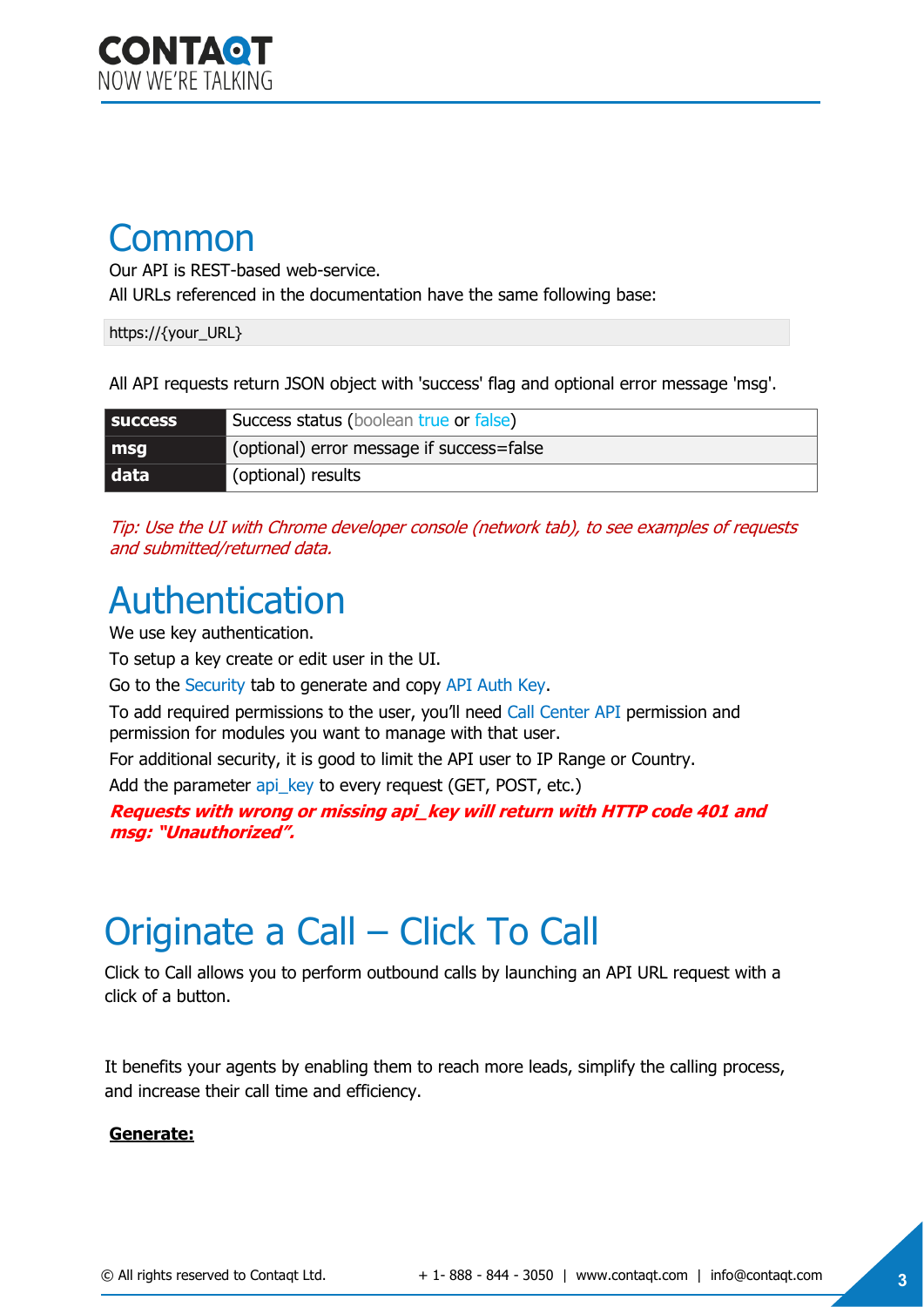# Common

Our API is REST-based web-service.

All URLs referenced in the documentation have the same following base:

```
https://{your_URL}
```

All API requests return JSON object with 'success' flag and optional error message 'msg'.

| | |
|---|---|
| **success** | Success status (boolean true or false) |
| **msg** | (optional) error message if success=false |
| **data** | (optional) results |

*Tip: Use the UI with Chrome developer console (network tab), to see examples of requests and submitted/returned data.*

# Authentication

We use key authentication.

To setup a key create or edit user in the UI.

Go to the Security tab to generate and copy API Auth Key.

To add required permissions to the user, you'll need Call Center API permission and permission for modules you want to manage with that user.

For additional security, it is good to limit the API user to IP Range or Country.

Add the parameter api_key to every request (GET, POST, etc.)

***Requests with wrong or missing api_key will return with HTTP code 401 and msg: "Unauthorized".***

# Originate a Call – Click To Call

Click to Call allows you to perform outbound calls by launching an API URL request with a click of a button.

It benefits your agents by enabling them to reach more leads, simplify the calling process, and increase their call time and efficiency.

**Generate:**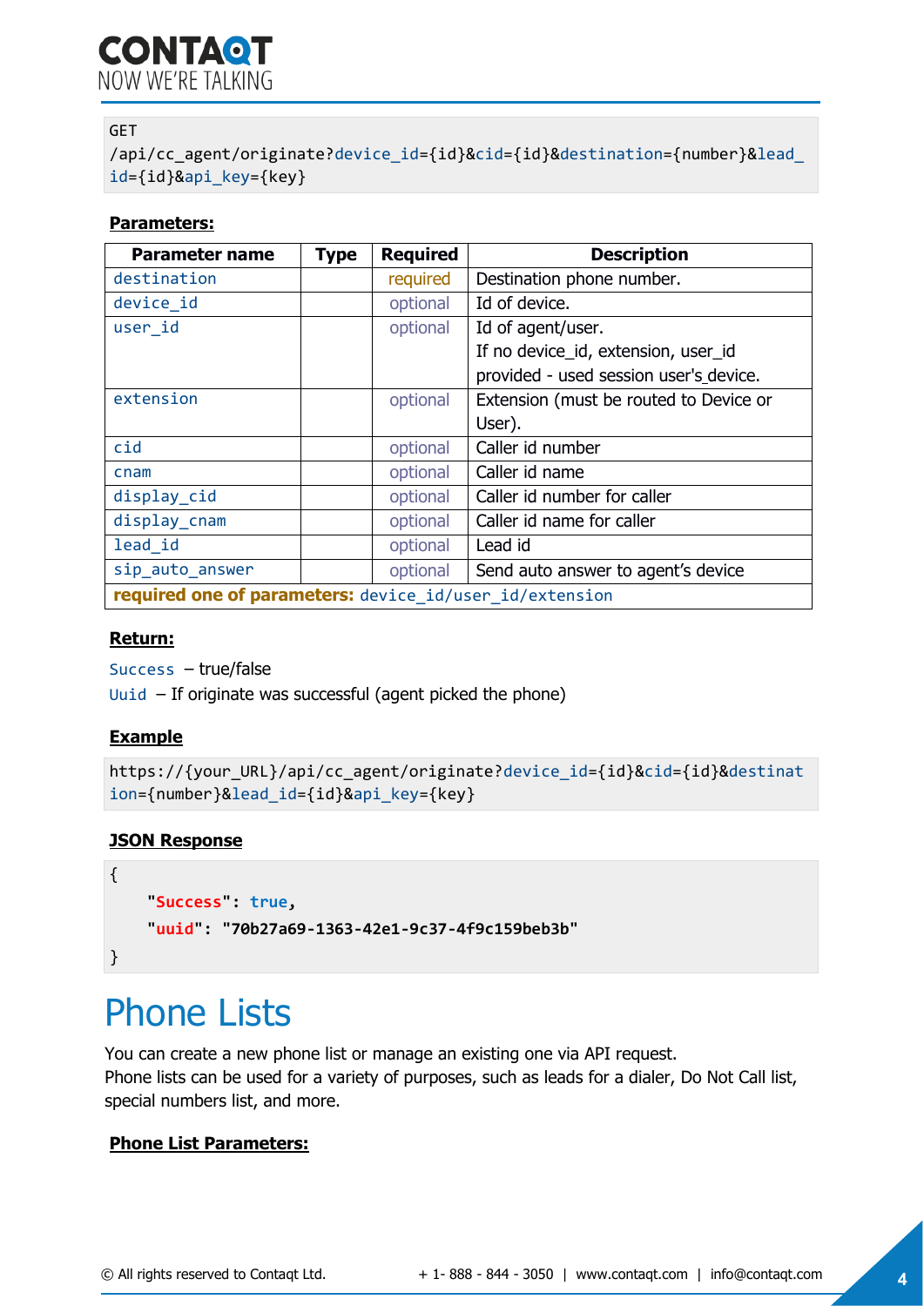```
GET
/api/cc_agent/originate?device_id={id}&cid={id}&destination={number}&lead_id={id}&api_key={key}
```

**Parameters:**

| Parameter name | Type | Required | Description |
|---|---|---|---|
| destination | | required | Destination phone number. |
| device_id | | optional | Id of device. |
| user_id | | optional | Id of agent/user.<br>If no device_id, extension, user_id provided - used session user's device. |
| extension | | optional | Extension (must be routed to Device or User). |
| cid | | optional | Caller id number |
| cnam | | optional | Caller id name |
| display_cid | | optional | Caller id number for caller |
| display_cnam | | optional | Caller id name for caller |
| lead_id | | optional | Lead id |
| sip_auto_answer | | optional | Send auto answer to agent's device |
| **required one of parameters:** device_id/user_id/extension | | | |

**Return:**

Success – true/false

Uuid – If originate was successful (agent picked the phone)

**Example**

```
https://{your_URL}/api/cc_agent/originate?device_id={id}&cid={id}&destination={number}&lead_id={id}&api_key={key}
```

**JSON Response**

```
{
    "Success": true,
    "uuid": "70b27a69-1363-42e1-9c37-4f9c159beb3b"
}
```

# Phone Lists

You can create a new phone list or manage an existing one via API request.
Phone lists can be used for a variety of purposes, such as leads for a dialer, Do Not Call list, special numbers list, and more.

**Phone List Parameters:**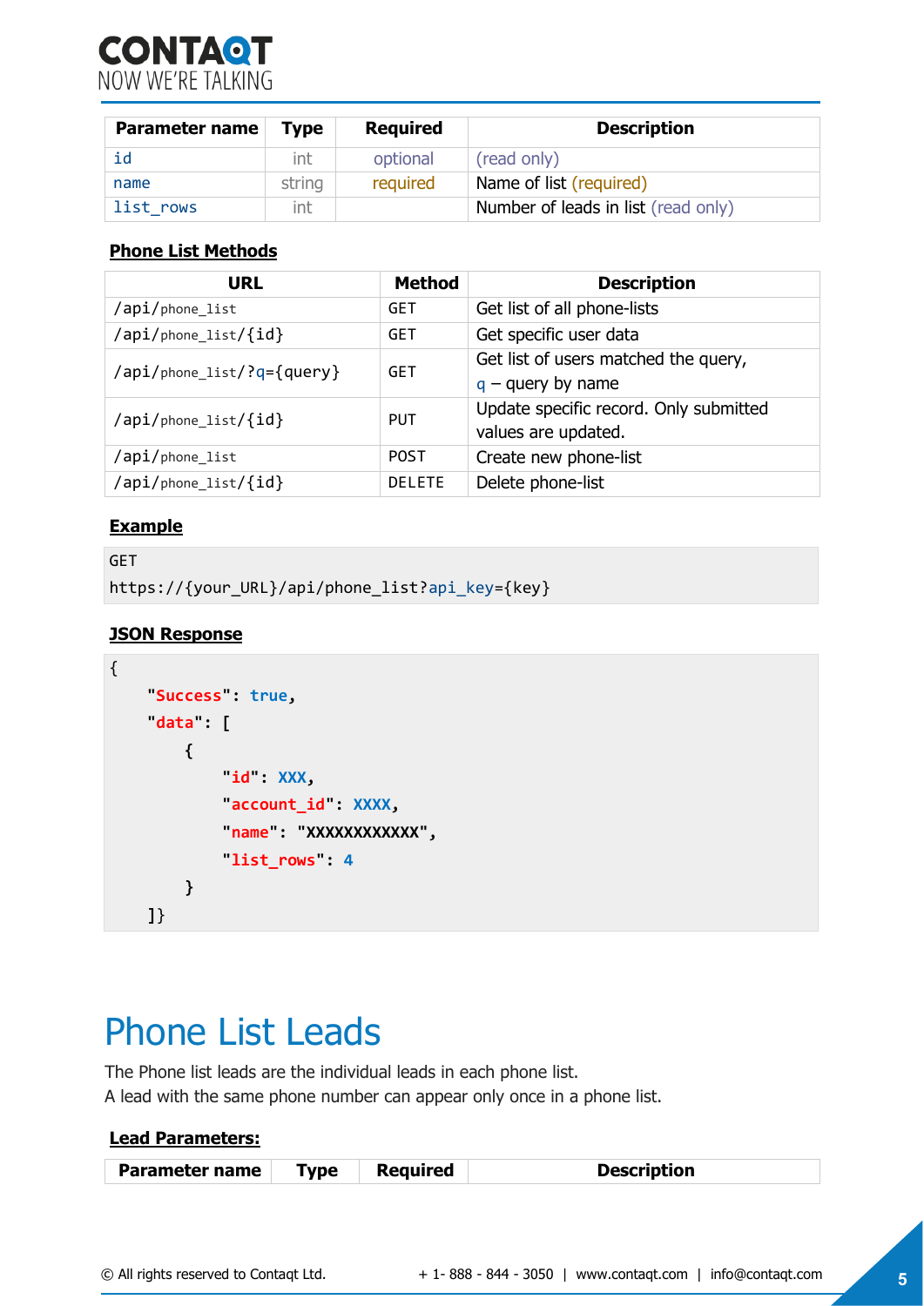| Parameter name | Type | Required | Description |
|---|---|---|---|
| id | int | optional | (read only) |
| name | string | required | Name of list (required) |
| list_rows | int | | Number of leads in list (read only) |

**Phone List Methods**

| URL | Method | Description |
|---|---|---|
| /api/phone_list | GET | Get list of all phone-lists |
| /api/phone_list/{id} | GET | Get specific user data |
| /api/phone_list/?q={query} | GET | Get list of users matched the query, q – query by name |
| /api/phone_list/{id} | PUT | Update specific record. Only submitted values are updated. |
| /api/phone_list | POST | Create new phone-list |
| /api/phone_list/{id} | DELETE | Delete phone-list |

**Example**

```
GET
https://{your_URL}/api/phone_list?api_key={key}
```

**JSON Response**

```
{
    "Success": true,
    "data": [
        {
            "id": XXX,
            "account_id": XXXX,
            "name": "XXXXXXXXXXXX",
            "list_rows": 4
        }
    ]}
```

# Phone List Leads

The Phone list leads are the individual leads in each phone list.
A lead with the same phone number can appear only once in a phone list.

**Lead Parameters:**

| Parameter name | Type | Required | Description |
|---|---|---|---|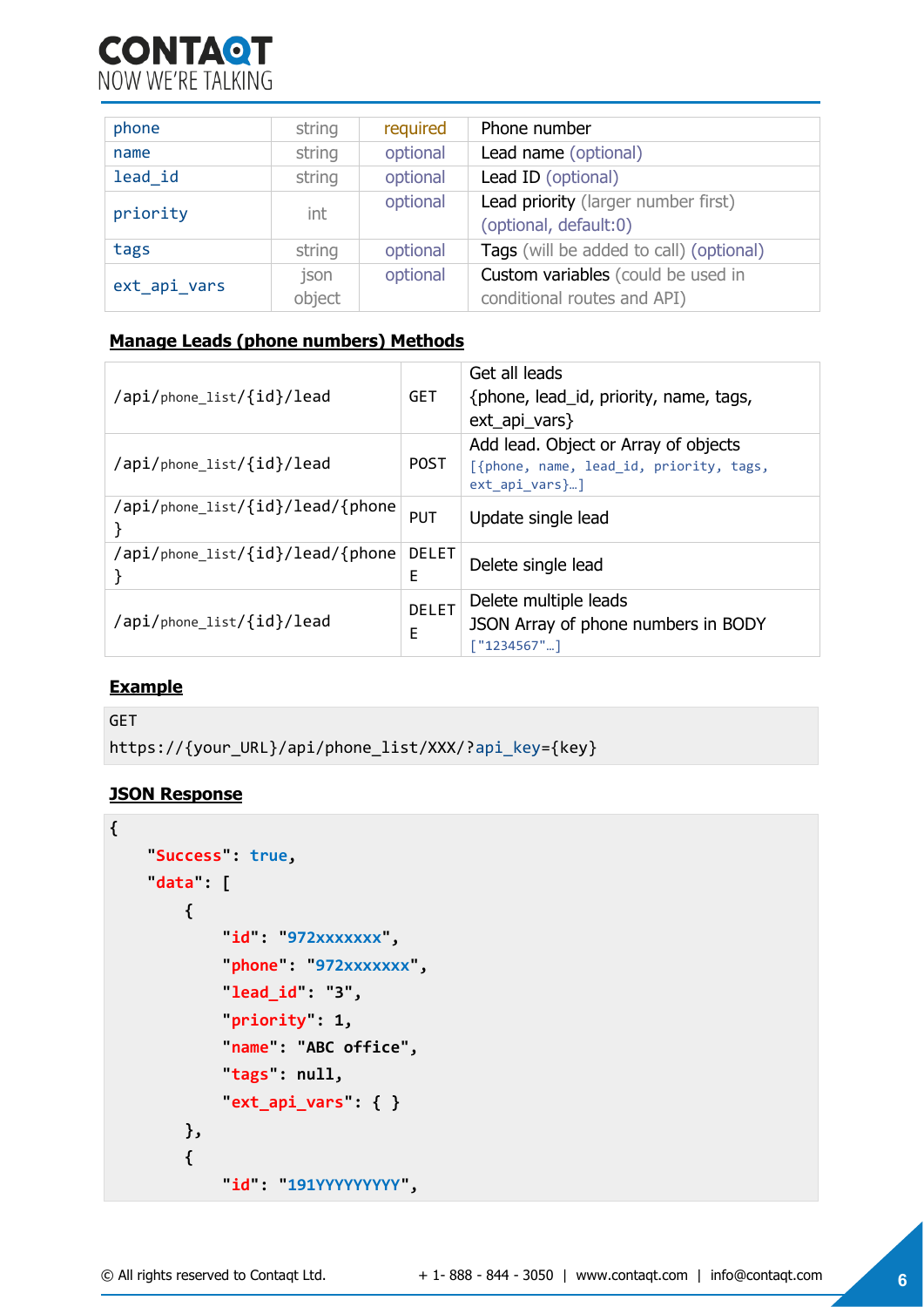| phone | string | required | Phone number |
|---|---|---|---|
| name | string | optional | Lead name (optional) |
| lead_id | string | optional | Lead ID (optional) |
| priority | int | optional | Lead priority (larger number first) (optional, default:0) |
| tags | string | optional | Tags (will be added to call) (optional) |
| ext_api_vars | json object | optional | Custom variables (could be used in conditional routes and API) |

**Manage Leads (phone numbers) Methods**

| | | |
|---|---|---|
| /api/phone_list/{id}/lead | GET | Get all leads {phone, lead_id, priority, name, tags, ext_api_vars} |
| /api/phone_list/{id}/lead | POST | Add lead. Object or Array of objects [{phone, name, lead_id, priority, tags, ext_api_vars}…] |
| /api/phone_list/{id}/lead/{phone} | PUT | Update single lead |
| /api/phone_list/{id}/lead/{phone} | DELETE | Delete single lead |
| /api/phone_list/{id}/lead | DELETE | Delete multiple leads JSON Array of phone numbers in BODY ["1234567"…] |

**Example**

```
GET
https://{your_URL}/api/phone_list/XXX/?api_key={key}
```

**JSON Response**

```
{
    "Success": true,
    "data": [
        {
            "id": "972xxxxxxx",
            "phone": "972xxxxxxx",
            "lead_id": "3",
            "priority": 1,
            "name": "ABC office",
            "tags": null,
            "ext_api_vars": { }
        },
        {
            "id": "191YYYYYYYYY",
```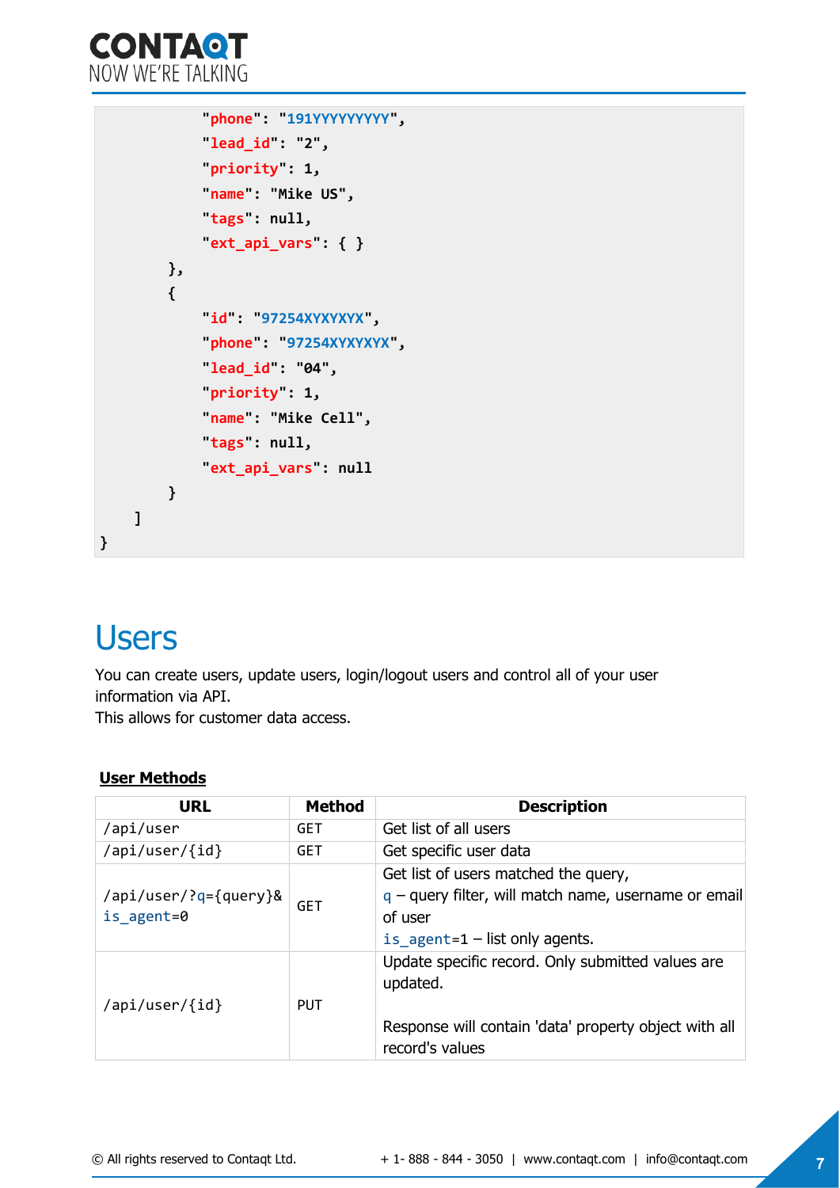```
            "phone": "191YYYYYYYYY",
            "lead_id": "2",
            "priority": 1,
            "name": "Mike US",
            "tags": null,
            "ext_api_vars": { }
        },
        {
            "id": "97254XYXYXYX",
            "phone": "97254XYXYXYX",
            "lead_id": "04",
            "priority": 1,
            "name": "Mike Cell",
            "tags": null,
            "ext_api_vars": null
        }
    ]
}
```

# Users

You can create users, update users, login/logout users and control all of your user information via API.
This allows for customer data access.

**User Methods**

| URL | Method | Description |
|---|---|---|
| `/api/user` | GET | Get list of all users |
| `/api/user/{id}` | GET | Get specific user data |
| `/api/user/?q={query}&is_agent=0` | GET | Get list of users matched the query, `q` – query filter, will match name, username or email of user `is_agent=1` – list only agents. |
| `/api/user/{id}` | PUT | Update specific record. Only submitted values are updated. Response will contain 'data' property object with all record's values |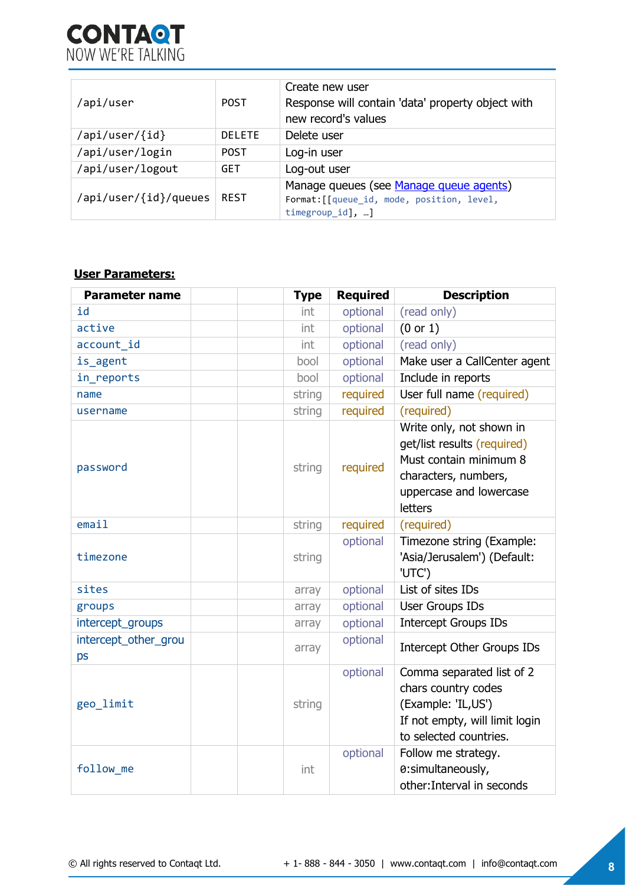| | | |
|---|---|---|
| /api/user | POST | Create new user<br>Response will contain 'data' property object with new record's values |
| /api/user/{id} | DELETE | Delete user |
| /api/user/login | POST | Log-in user |
| /api/user/logout | GET | Log-out user |
| /api/user/{id}/queues | REST | Manage queues (see Manage queue agents)<br>Format:[[queue_id, mode, position, level, timegroup_id], …] |

**User Parameters:**

| Parameter name | | | Type | Required | Description |
|---|---|---|---|---|---|
| id | | | int | optional | (read only) |
| active | | | int | optional | (0 or 1) |
| account_id | | | int | optional | (read only) |
| is_agent | | | bool | optional | Make user a CallCenter agent |
| in_reports | | | bool | optional | Include in reports |
| name | | | string | required | User full name (required) |
| username | | | string | required | (required) |
| password | | | string | required | Write only, not shown in get/list results (required)<br>Must contain minimum 8 characters, numbers, uppercase and lowercase letters |
| email | | | string | required | (required) |
| timezone | | | string | optional | Timezone string (Example: 'Asia/Jerusalem') (Default: 'UTC') |
| sites | | | array | optional | List of sites IDs |
| groups | | | array | optional | User Groups IDs |
| intercept_groups | | | array | optional | Intercept Groups IDs |
| intercept_other_groups | | | array | optional | Intercept Other Groups IDs |
| geo_limit | | | string | optional | Comma separated list of 2 chars country codes (Example: 'IL,US')<br>If not empty, will limit login to selected countries. |
| follow_me | | | int | optional | Follow me strategy.<br>0:simultaneously,<br>other:Interval in seconds |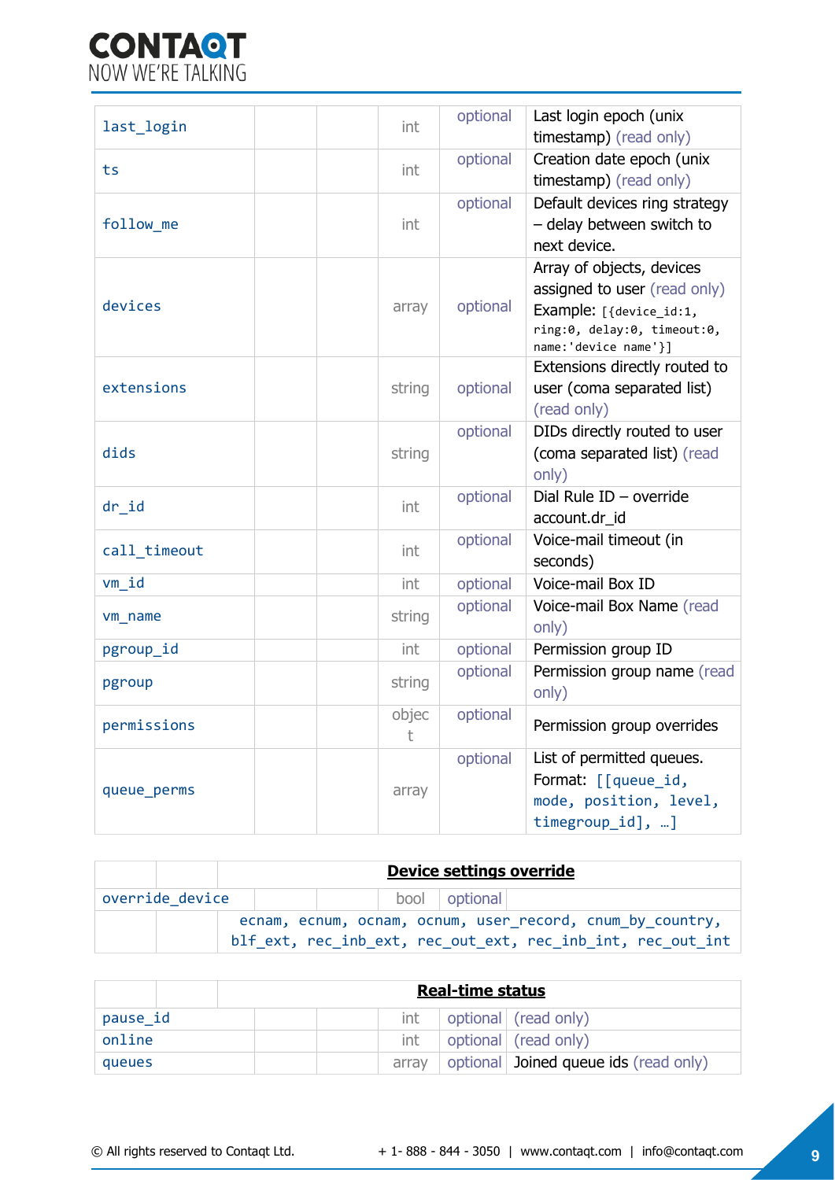| | | | | | |
|---|---|---|---|---|---|
| last_login | | | int | optional | Last login epoch (unix timestamp) (read only) |
| ts | | | int | optional | Creation date epoch (unix timestamp) (read only) |
| follow_me | | | int | optional | Default devices ring strategy – delay between switch to next device. |
| devices | | | array | optional | Array of objects, devices assigned to user (read only) Example: `[{device_id:1, ring:0, delay:0, timeout:0, name:'device name'}]` |
| extensions | | | string | optional | Extensions directly routed to user (coma separated list) (read only) |
| dids | | | string | optional | DIDs directly routed to user (coma separated list) (read only) |
| dr_id | | | int | optional | Dial Rule ID – override account.dr_id |
| call_timeout | | | int | optional | Voice-mail timeout (in seconds) |
| vm_id | | | int | optional | Voice-mail Box ID |
| vm_name | | | string | optional | Voice-mail Box Name (read only) |
| pgroup_id | | | int | optional | Permission group ID |
| pgroup | | | string | optional | Permission group name (read only) |
| permissions | | | object | optional | Permission group overrides |
| queue_perms | | | array | optional | List of permitted queues. Format: `[[queue_id, mode, position, level, timegroup_id], …]` |

| | | | | | |
|---|---|---|---|---|---|
| | | **Device settings override** | | | |
| override_device | | | bool | optional | |
| | | ecnam, ecnum, ocnam, ocnum, user_record, cnum_by_country, blf_ext, rec_inb_ext, rec_out_ext, rec_inb_int, rec_out_int | | | |

| | | | | | |
|---|---|---|---|---|---|
| | | **Real-time status** | | | |
| pause_id | | | int | optional | (read only) |
| online | | | int | optional | (read only) |
| queues | | | array | optional | Joined queue ids (read only) |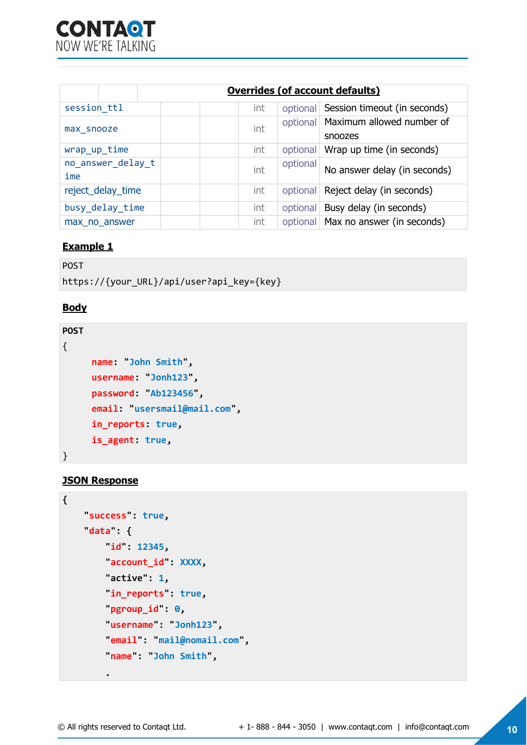| | | Overrides (of account defaults) | | | |
|---|---|---|---|---|---|
| session_ttl | | | int | optional | Session timeout (in seconds) |
| max_snooze | | | int | optional | Maximum allowed number of snoozes |
| wrap_up_time | | | int | optional | Wrap up time (in seconds) |
| no_answer_delay_time | | | int | optional | No answer delay (in seconds) |
| reject_delay_time | | | int | optional | Reject delay (in seconds) |
| busy_delay_time | | | int | optional | Busy delay (in seconds) |
| max_no_answer | | | int | optional | Max no answer (in seconds) |

**Example 1**

```
POST
https://{your_URL}/api/user?api_key={key}
```

**Body**

```
POST
{
      name: "John Smith",
      username: "Jonh123",
      password: "Ab123456",
      email: "usersmail@mail.com",
      in_reports: true,
      is_agent: true,
}
```

**JSON Response**

```
{
    "success": true,
    "data": {
        "id": 12345,
        "account_id": XXXX,
        "active": 1,
        "in_reports": true,
        "pgroup_id": 0,
        "username": "Jonh123",
        "email": "mail@nomail.com",
        "name": "John Smith",
        .
```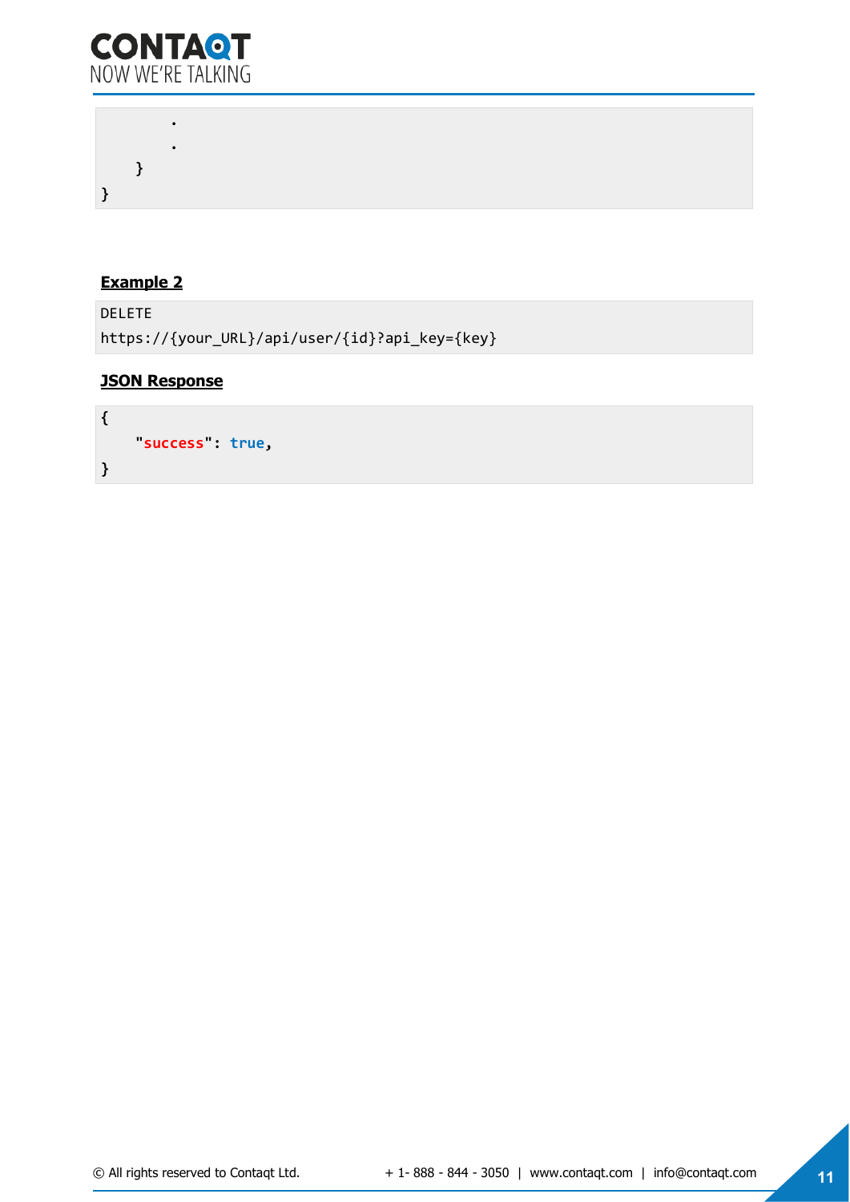```
        .
        .
    }
}
```

**Example 2**

```
DELETE
https://{your_URL}/api/user/{id}?api_key={key}
```

**JSON Response**

```
{
    "success": true,
}
```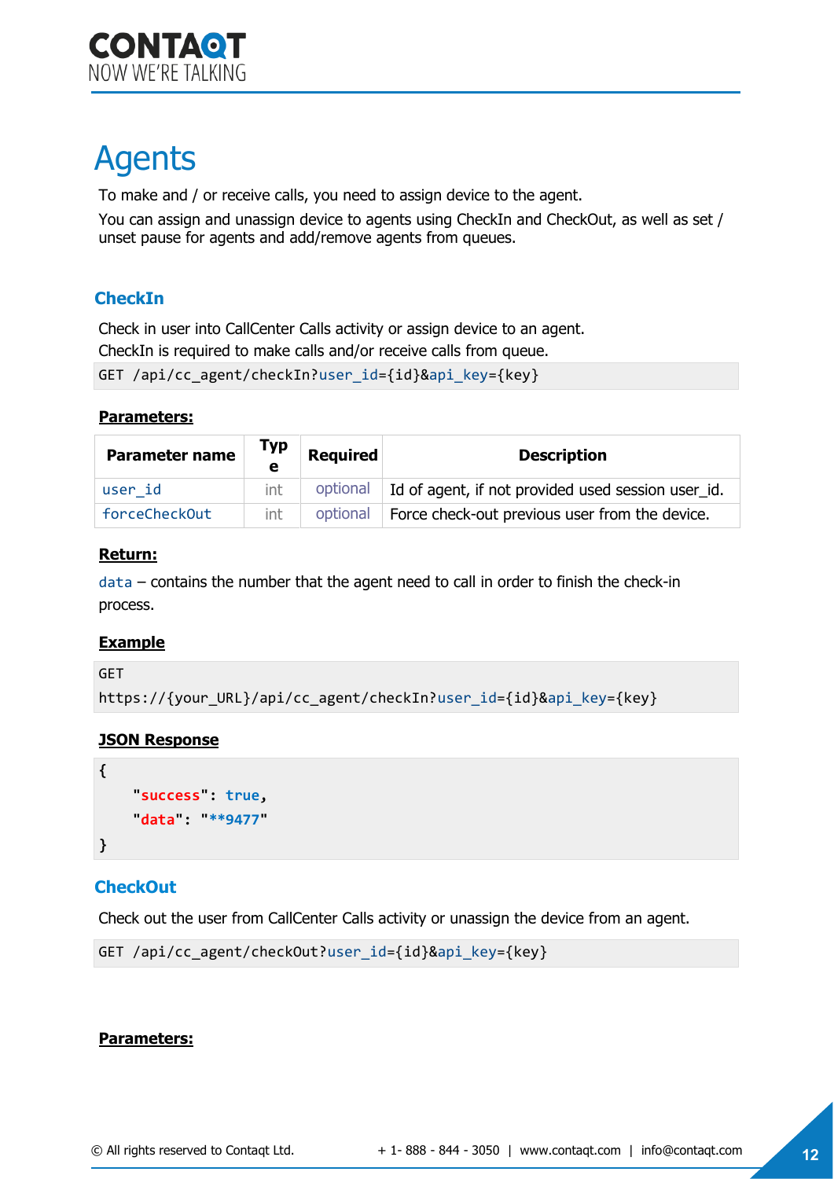# Agents

To make and / or receive calls, you need to assign device to the agent.

You can assign and unassign device to agents using CheckIn and CheckOut, as well as set / unset pause for agents and add/remove agents from queues.

## CheckIn

Check in user into CallCenter Calls activity or assign device to an agent.

CheckIn is required to make calls and/or receive calls from queue.

```
GET /api/cc_agent/checkIn?user_id={id}&api_key={key}
```

**Parameters:**

| Parameter name | Type | Required | Description |
|---|---|---|---|
| user_id | int | optional | Id of agent, if not provided used session user_id. |
| forceCheckOut | int | optional | Force check-out previous user from the device. |

**Return:**

data – contains the number that the agent need to call in order to finish the check-in process.

**Example**

```
GET
https://{your_URL}/api/cc_agent/checkIn?user_id={id}&api_key={key}
```

**JSON Response**

```
{
    "success": true,
    "data": "**9477"
}
```

## CheckOut

Check out the user from CallCenter Calls activity or unassign the device from an agent.

```
GET /api/cc_agent/checkOut?user_id={id}&api_key={key}
```

**Parameters:**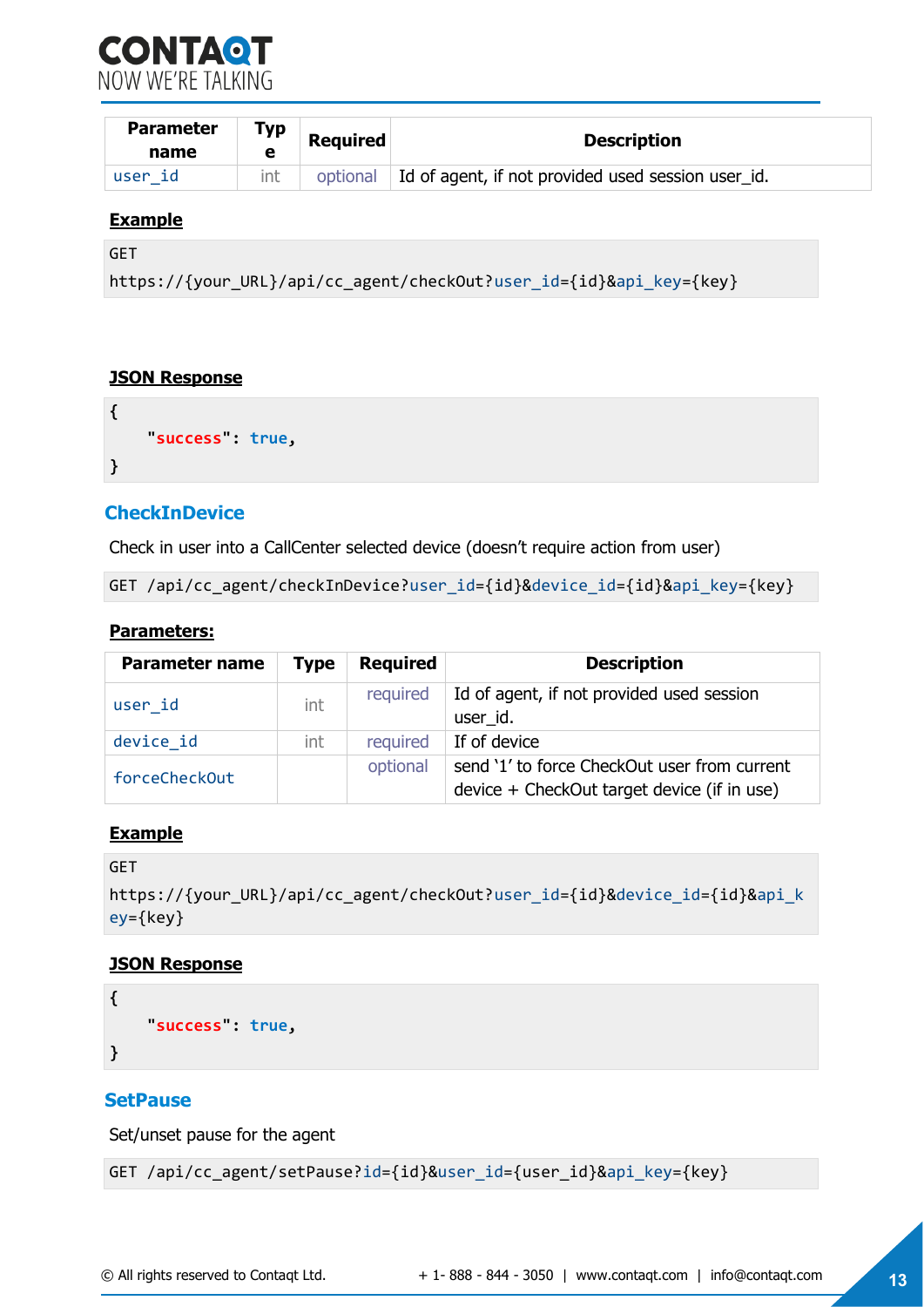| Parameter name | Type | Required | Description |
| --- | --- | --- | --- |
| user_id | int | optional | Id of agent, if not provided used session user_id. |

**Example**

```
GET
https://{your_URL}/api/cc_agent/checkOut?user_id={id}&api_key={key}
```

**JSON Response**

```
{
    "success": true,
}
```

## CheckInDevice

Check in user into a CallCenter selected device (doesn't require action from user)

```
GET /api/cc_agent/checkInDevice?user_id={id}&device_id={id}&api_key={key}
```

**Parameters:**

| Parameter name | Type | Required | Description |
| --- | --- | --- | --- |
| user_id | int | required | Id of agent, if not provided used session user_id. |
| device_id | int | required | If of device |
| forceCheckOut | | optional | send '1' to force CheckOut user from current device + CheckOut target device (if in use) |

**Example**

```
GET
https://{your_URL}/api/cc_agent/checkOut?user_id={id}&device_id={id}&api_key={key}
```

**JSON Response**

```
{
    "success": true,
}
```

## SetPause

Set/unset pause for the agent

```
GET /api/cc_agent/setPause?id={id}&user_id={user_id}&api_key={key}
```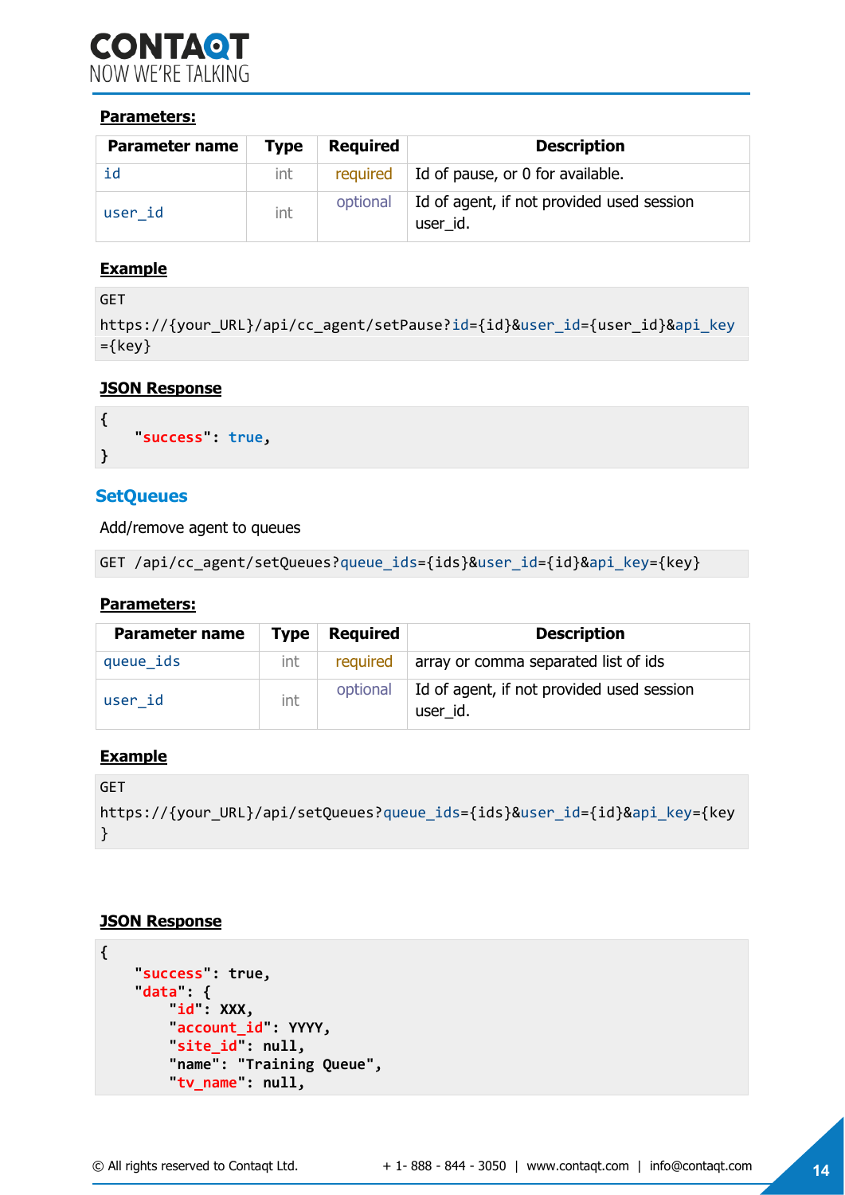**Parameters:**

| Parameter name | Type | Required | Description |
|---|---|---|---|
| id | int | required | Id of pause, or 0 for available. |
| user_id | int | optional | Id of agent, if not provided used session user_id. |

**Example**

```
GET
https://{your_URL}/api/cc_agent/setPause?id={id}&user_id={user_id}&api_key={key}
```

**JSON Response**

```
{
    "success": true,
}
```

## SetQueues

Add/remove agent to queues

```
GET /api/cc_agent/setQueues?queue_ids={ids}&user_id={id}&api_key={key}
```

**Parameters:**

| Parameter name | Type | Required | Description |
|---|---|---|---|
| queue_ids | int | required | array or comma separated list of ids |
| user_id | int | optional | Id of agent, if not provided used session user_id. |

**Example**

```
GET
https://{your_URL}/api/setQueues?queue_ids={ids}&user_id={id}&api_key={key}
```

**JSON Response**

```
{
    "success": true,
    "data": {
        "id": XXX,
        "account_id": YYYY,
        "site_id": null,
        "name": "Training Queue",
        "tv_name": null,
```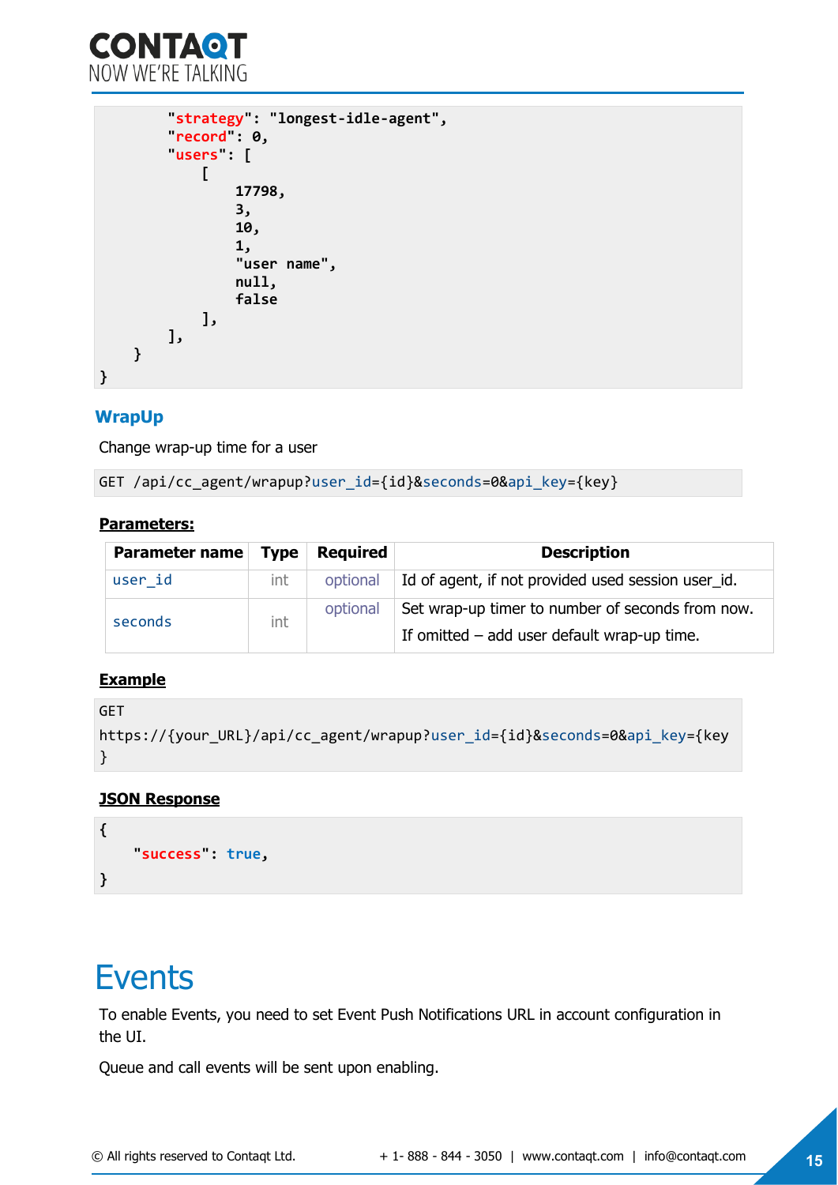```
        "strategy": "longest-idle-agent",
        "record": 0,
        "users": [
            [
                17798,
                3,
                10,
                1,
                "user name",
                null,
                false
            ],
        ],
    }
}
```

### WrapUp

Change wrap-up time for a user

```
GET /api/cc_agent/wrapup?user_id={id}&seconds=0&api_key={key}
```

**Parameters:**

| Parameter name | Type | Required | Description |
|---|---|---|---|
| user_id | int | optional | Id of agent, if not provided used session user_id. |
| seconds | int | optional | Set wrap-up timer to number of seconds from now. If omitted – add user default wrap-up time. |

**Example**

```
GET
https://{your_URL}/api/cc_agent/wrapup?user_id={id}&seconds=0&api_key={key
}
```

**JSON Response**

```
{
    "success": true,
}
```

# Events

To enable Events, you need to set Event Push Notifications URL in account configuration in the UI.

Queue and call events will be sent upon enabling.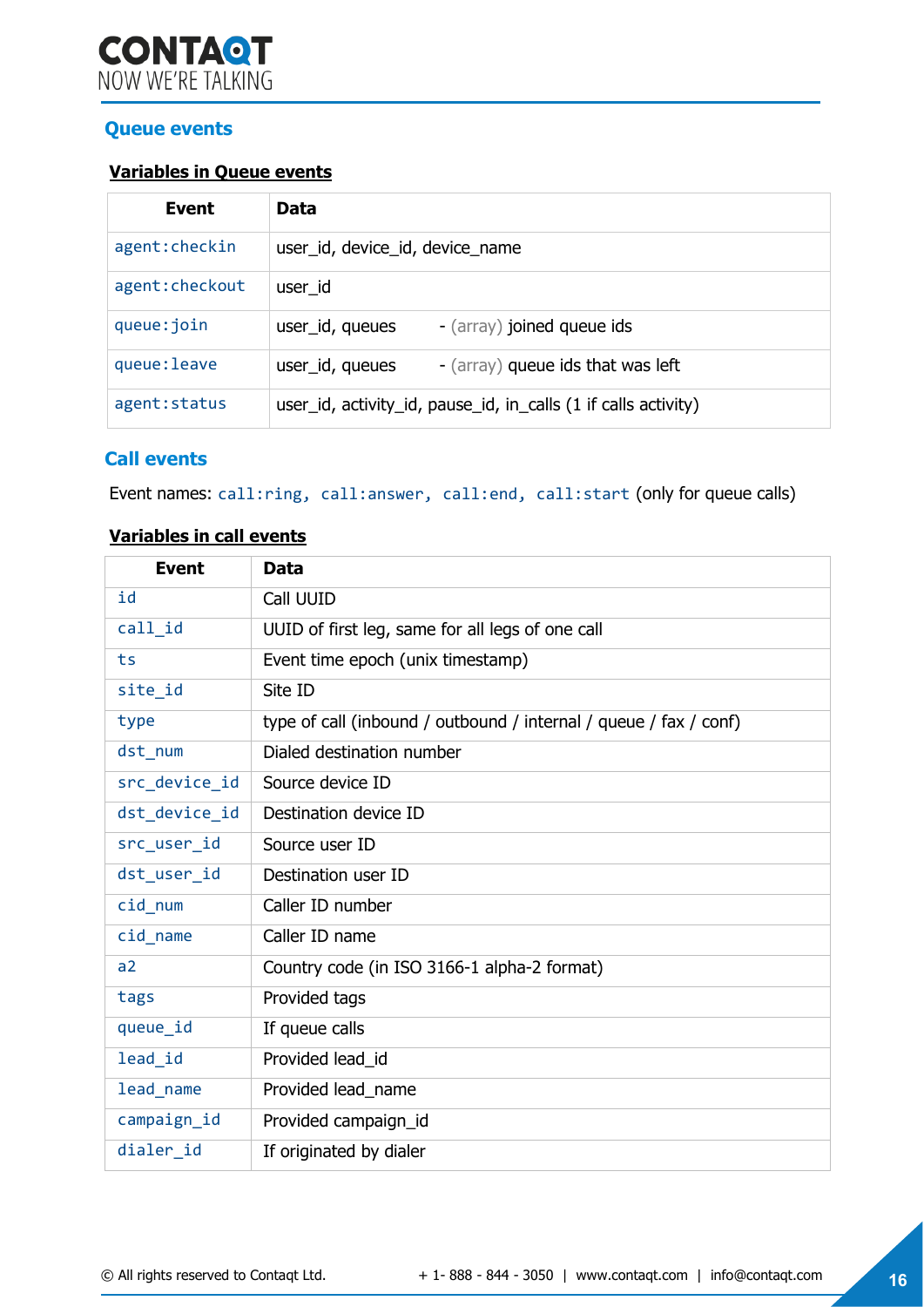## Queue events

### Variables in Queue events

| Event | Data |
|---|---|
| `agent:checkin` | user_id, device_id, device_name |
| `agent:checkout` | user_id |
| `queue:join` | user_id, queues - (array) joined queue ids |
| `queue:leave` | user_id, queues - (array) queue ids that was left |
| `agent:status` | user_id, activity_id, pause_id, in_calls (1 if calls activity) |

## Call events

Event names: `call:ring, call:answer, call:end, call:start` (only for queue calls)

### Variables in call events

| Event | Data |
|---|---|
| `id` | Call UUID |
| `call_id` | UUID of first leg, same for all legs of one call |
| `ts` | Event time epoch (unix timestamp) |
| `site_id` | Site ID |
| `type` | type of call (inbound / outbound / internal / queue / fax / conf) |
| `dst_num` | Dialed destination number |
| `src_device_id` | Source device ID |
| `dst_device_id` | Destination device ID |
| `src_user_id` | Source user ID |
| `dst_user_id` | Destination user ID |
| `cid_num` | Caller ID number |
| `cid_name` | Caller ID name |
| `a2` | Country code (in ISO 3166-1 alpha-2 format) |
| `tags` | Provided tags |
| `queue_id` | If queue calls |
| `lead_id` | Provided lead_id |
| `lead_name` | Provided lead_name |
| `campaign_id` | Provided campaign_id |
| `dialer_id` | If originated by dialer |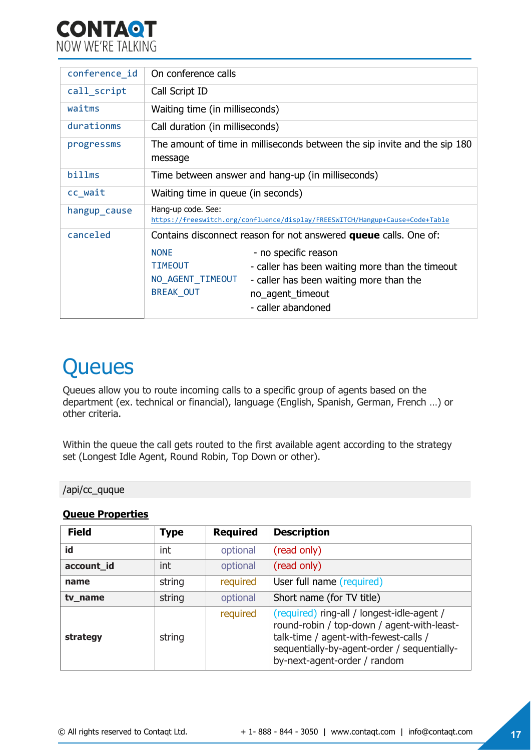| | |
|---|---|
| `conference_id` | On conference calls |
| `call_script` | Call Script ID |
| `waitms` | Waiting time (in milliseconds) |
| `durationms` | Call duration (in milliseconds) |
| `progressms` | The amount of time in milliseconds between the sip invite and the sip 180 message |
| `billms` | Time between answer and hang-up (in milliseconds) |
| `cc_wait` | Waiting time in queue (in seconds) |
| `hangup_cause` | Hang-up code. See: https://freeswitch.org/confluence/display/FREESWITCH/Hangup+Cause+Code+Table |
| `canceled` | Contains disconnect reason for not answered **queue** calls. One of:<br>`NONE` - no specific reason<br>`TIMEOUT` - caller has been waiting more than the timeout<br>`NO_AGENT_TIMEOUT` - caller has been waiting more than the no_agent_timeout<br>`BREAK_OUT` - caller abandoned |

# Queues

Queues allow you to route incoming calls to a specific group of agents based on the department (ex. technical or financial), language (English, Spanish, German, French …) or other criteria.

Within the queue the call gets routed to the first available agent according to the strategy set (Longest Idle Agent, Round Robin, Top Down or other).

```
/api/cc_quque
```

**Queue Properties**

| Field | Type | Required | Description |
|---|---|---|---|
| **id** | int | optional | (read only) |
| **account_id** | int | optional | (read only) |
| **name** | string | required | User full name (required) |
| **tv_name** | string | optional | Short name (for TV title) |
| **strategy** | string | required | (required) ring-all / longest-idle-agent / round-robin / top-down / agent-with-least-talk-time / agent-with-fewest-calls / sequentially-by-agent-order / sequentially-by-next-agent-order / random |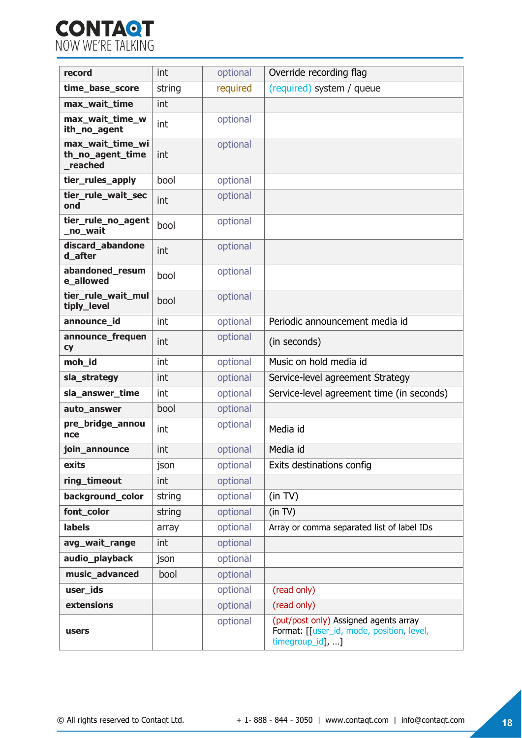| | | | |
|---|---|---|---|
| **record** | int | optional | Override recording flag |
| **time_base_score** | string | required | (required) system / queue |
| **max_wait_time** | int | | |
| **max_wait_time_with_no_agent** | int | optional | |
| **max_wait_time_with_no_agent_time_reached** | int | optional | |
| **tier_rules_apply** | bool | optional | |
| **tier_rule_wait_second** | int | optional | |
| **tier_rule_no_agent_no_wait** | bool | optional | |
| **discard_abandoned_after** | int | optional | |
| **abandoned_resume_allowed** | bool | optional | |
| **tier_rule_wait_multiply_level** | bool | optional | |
| **announce_id** | int | optional | Periodic announcement media id |
| **announce_frequency** | int | optional | (in seconds) |
| **moh_id** | int | optional | Music on hold media id |
| **sla_strategy** | int | optional | Service-level agreement Strategy |
| **sla_answer_time** | int | optional | Service-level agreement time (in seconds) |
| **auto_answer** | bool | optional | |
| **pre_bridge_announce** | int | optional | Media id |
| **join_announce** | int | optional | Media id |
| **exits** | json | optional | Exits destinations config |
| **ring_timeout** | int | optional | |
| **background_color** | string | optional | (in TV) |
| **font_color** | string | optional | (in TV) |
| **labels** | array | optional | Array or comma separated list of label IDs |
| **avg_wait_range** | int | optional | |
| **audio_playback** | json | optional | |
| **music_advanced** | bool | optional | |
| **user_ids** | | optional | (read only) |
| **extensions** | | optional | (read only) |
| **users** | | optional | (put/post only) Assigned agents array Format: [[user_id, mode, position, level, timegroup_id], …] |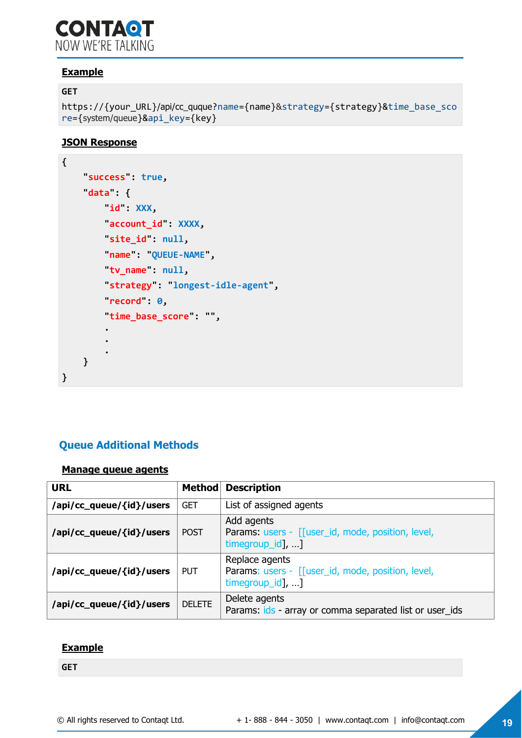**Example**

```
GET
https://{your_URL}/api/cc_quque?name={name}&strategy={strategy}&time_base_score={system/queue}&api_key={key}
```

**JSON Response**

```
{
    "success": true,
    "data": {
        "id": XXX,
        "account_id": XXXX,
        "site_id": null,
        "name": "QUEUE-NAME",
        "tv_name": null,
        "strategy": "longest-idle-agent",
        "record": 0,
        "time_base_score": "",
        .
        .
        .
    }
}
```

## Queue Additional Methods

**Manage queue agents**

| URL | Method | Description |
|---|---|---|
| **/api/cc_queue/{id}/users** | GET | List of assigned agents |
| **/api/cc_queue/{id}/users** | POST | Add agents<br>Params: users - [[user_id, mode, position, level, timegroup_id], ...] |
| **/api/cc_queue/{id}/users** | PUT | Replace agents<br>Params: users - [[user_id, mode, position, level, timegroup_id], ...] |
| **/api/cc_queue/{id}/users** | DELETE | Delete agents<br>Params: ids - array or comma separated list or user_ids |

**Example**

```
GET
```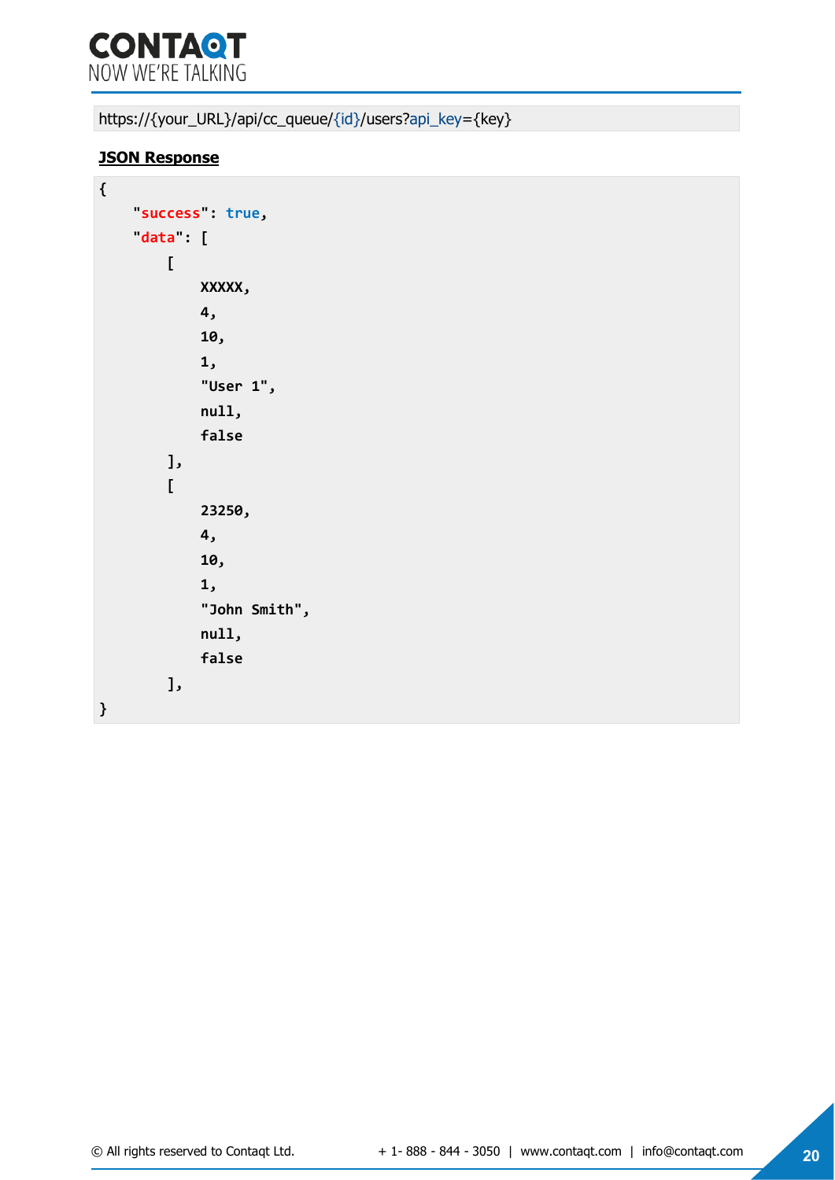```
https://{your_URL}/api/cc_queue/{id}/users?api_key={key}
```

**JSON Response**

```
{
    "success": true,
    "data": [
        [
            XXXXX,
            4,
            10,
            1,
            "User 1",
            null,
            false
        ],
        [
            23250,
            4,
            10,
            1,
            "John Smith",
            null,
            false
        ],
}
```